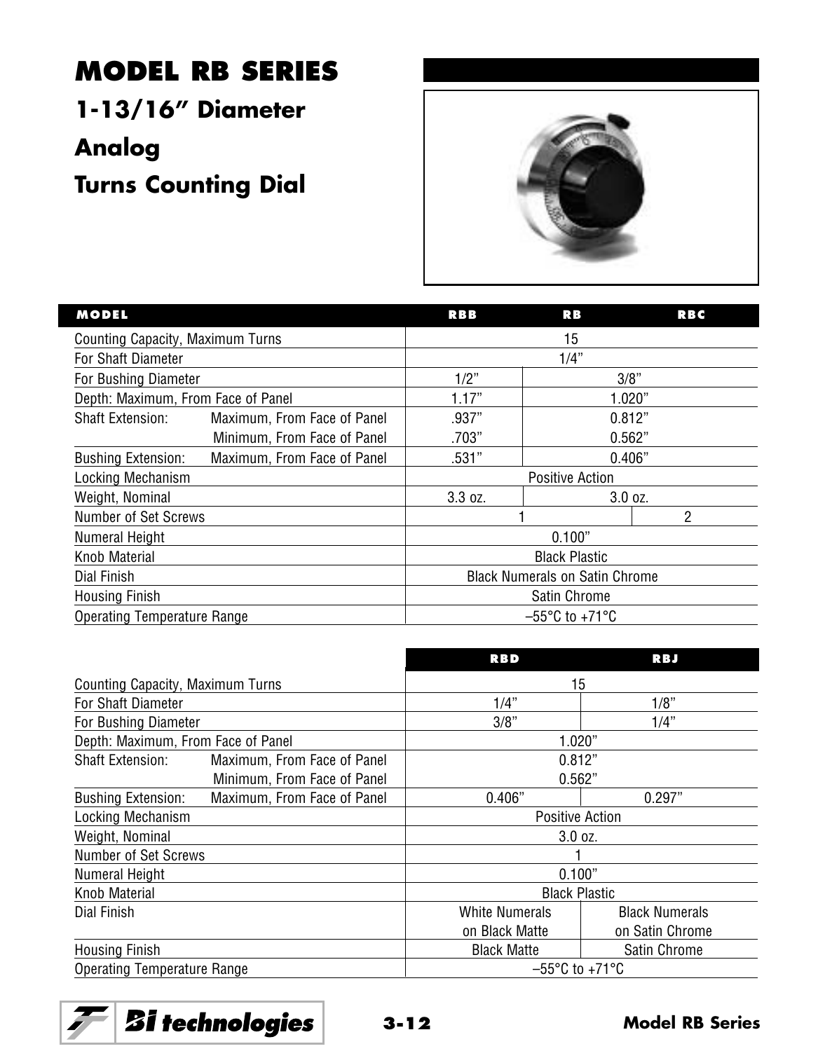# MODEL RB SERIES

## 1-13/16" Diameter

## Analog

## Turns Counting Dial

| MODEL | | RBB | RB | RBC |
|---|---|---|---|---|
| Counting Capacity, Maximum Turns | | 15 | | |
| For Shaft Diameter | | 1/4" | | |
| For Bushing Diameter | | 1/2" | 3/8" | |
| Depth: Maximum, From Face of Panel | | 1.17" | 1.020" | |
| Shaft Extension: | Maximum, From Face of Panel | .937" | 0.812" | |
| | Minimum, From Face of Panel | .703" | 0.562" | |
| Bushing Extension: | Maximum, From Face of Panel | .531" | 0.406" | |
| Locking Mechanism | | Positive Action | | |
| Weight, Nominal | | 3.3 oz. | 3.0 oz. | |
| Number of Set Screws | | 1 | | 2 |
| Numeral Height | | 0.100" | | |
| Knob Material | | Black Plastic | | |
| Dial Finish | | Black Numerals on Satin Chrome | | |
| Housing Finish | | Satin Chrome | | |
| Operating Temperature Range | | –55°C to +71°C | | |

| | | RBD | RBJ |
|---|---|---|---|
| Counting Capacity, Maximum Turns | | 15 | |
| For Shaft Diameter | | 1/4" | 1/8" |
| For Bushing Diameter | | 3/8" | 1/4" |
| Depth: Maximum, From Face of Panel | | 1.020" | |
| Shaft Extension: | Maximum, From Face of Panel | 0.812" | |
| | Minimum, From Face of Panel | 0.562" | |
| Bushing Extension: | Maximum, From Face of Panel | 0.406" | 0.297" |
| Locking Mechanism | | Positive Action | |
| Weight, Nominal | | 3.0 oz. | |
| Number of Set Screws | | 1 | |
| Numeral Height | | 0.100" | |
| Knob Material | | Black Plastic | |
| Dial Finish | | White Numerals on Black Matte | Black Numerals on Satin Chrome |
| Housing Finish | | Black Matte | Satin Chrome |
| Operating Temperature Range | | –55°C to +71°C | |

BI technologies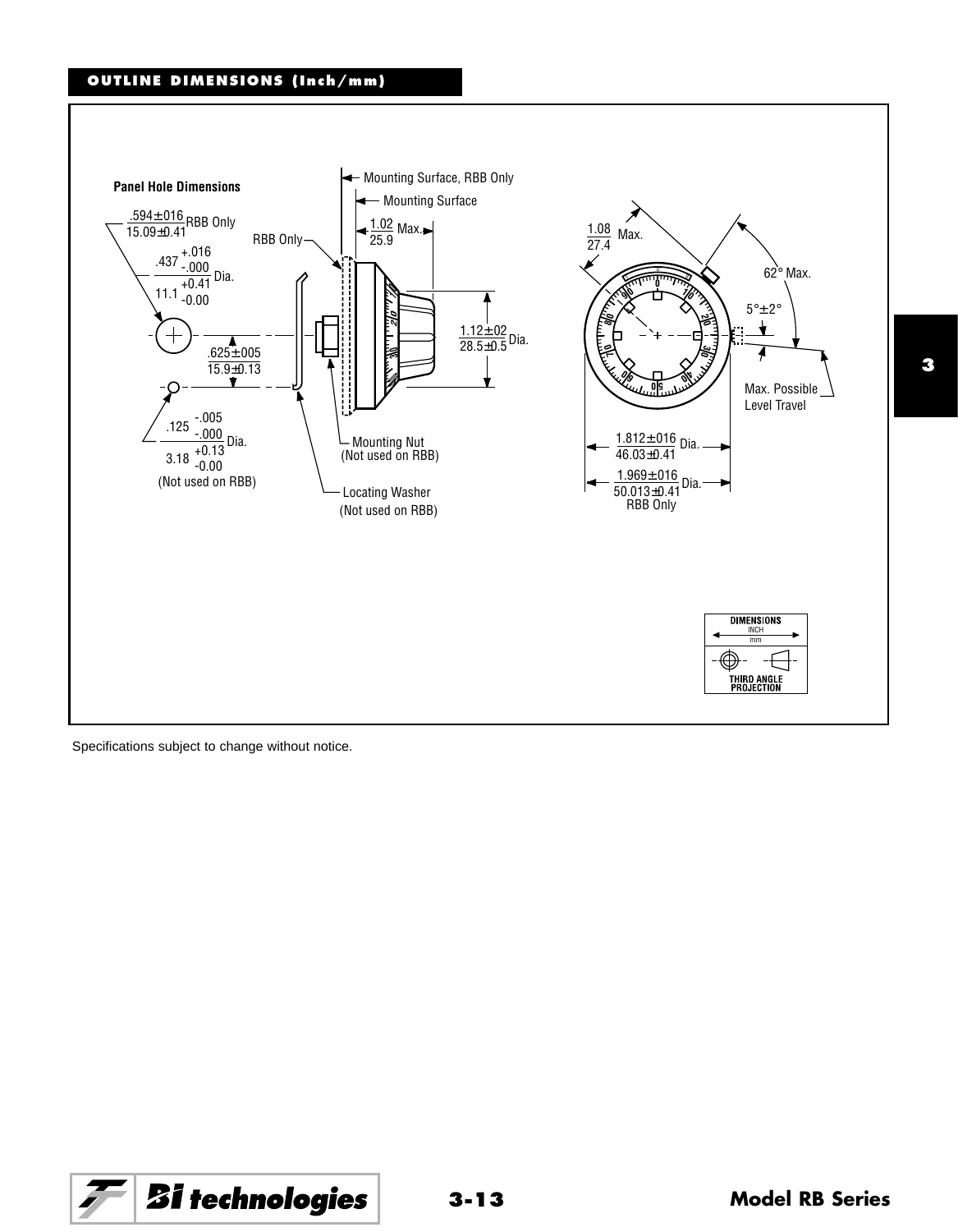## OUTLINE DIMENSIONS (Inch/mm)

Panel Hole Dimensions

.594±.016 / 15.09±0.41 RBB Only

.437 +.016 -.000 / 11.1 +0.41 -0.00 Dia.

.625±.005 / 15.9±0.13

.125 -.005 -.000 / 3.18 +0.13 -0.00 Dia.
(Not used on RBB)

Mounting Surface, RBB Only

Mounting Surface

RBB Only

1.02 / 25.9 Max.

1.12±.02 / 28.5±0.5 Dia.

Mounting Nut
(Not used on RBB)

Locating Washer
(Not used on RBB)

1.08 / 27.4 Max.

62° Max.

5°±2°

Max. Possible Level Travel

1.812±.016 / 46.03±0.41 Dia.

1.969±.016 / 50.013±0.41 Dia.
RBB Only

DIMENSIONS INCH / mm

THIRD ANGLE PROJECTION

Specifications subject to change without notice.